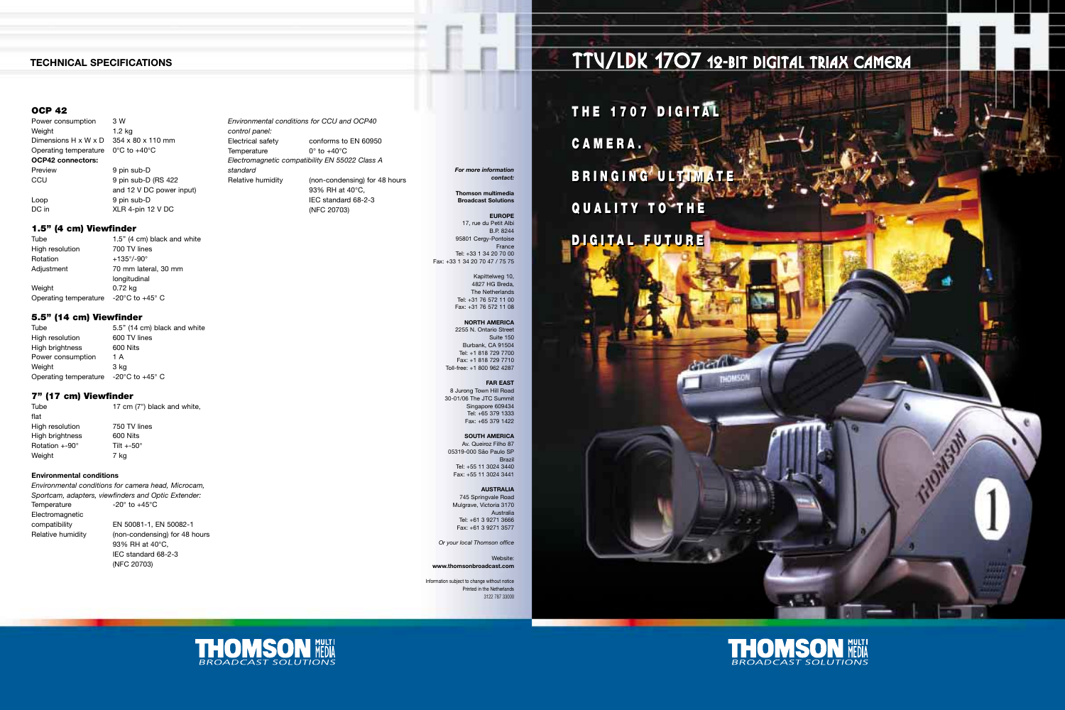## TECHNICAL SPECIFICATIONS

### OCP 42

| | |
|---|---|
| Power consumption | 3 W |
| Weight | 1.2 kg |
| Dimensions H x W x D | 354 x 80 x 110 mm |
| Operating temperature | 0°C to +40°C |

**OCP42 connectors:**

| | |
|---|---|
| Preview | 9 pin sub-D |
| CCU | 9 pin sub-D (RS 422 and 12 V DC power input) |
| Loop | 9 pin sub-D |
| DC in | XLR 4-pin 12 V DC |

### 1.5" (4 cm) Viewfinder

| | |
|---|---|
| Tube | 1.5" (4 cm) black and white |
| High resolution | 700 TV lines |
| Rotation | +135°/-90° |
| Adjustment | 70 mm lateral, 30 mm longitudinal |
| Weight | 0.72 kg |
| Operating temperature | -20°C to +45° C |

### 5.5" (14 cm) Viewfinder

| | |
|---|---|
| Tube | 5.5" (14 cm) black and white |
| High resolution | 600 TV lines |
| High brightness | 600 Nits |
| Power consumption | 1 A |
| Weight | 3 kg |
| Operating temperature | -20°C to +45° C |

### 7" (17 cm) Viewfinder

| | |
|---|---|
| Tube | 17 cm (7") black and white, flat |
| High resolution | 750 TV lines |
| High brightness | 600 Nits |
| Rotation +-90° | Tilt +-50° |
| Weight | 7 kg |

**Environmental conditions**

*Environmental conditions for camera head, Microcam, Sportcam, adapters, viewfinders and Optic Extender:*

| | |
|---|---|
| Temperature | -20° to +45°C |
| Electromagnetic compatibility | EN 50081-1, EN 50082-1 |
| Relative humidity | (non-condensing) for 48 hours 93% RH at 40°C, IEC standard 68-2-3 (NFC 20703) |

*Environmental conditions for CCU and OCP40 control panel:*

| | |
|---|---|
| Electrical safety | conforms to EN 60950 |
| Temperature | 0° to +40°C |

*Electromagnetic compatibility EN 55022 Class A standard*

| | |
|---|---|
| Relative humidity | (non-condensing) for 48 hours 93% RH at 40°C, IEC standard 68-2-3 (NFC 20703) |

***For more information contact:***

**Thomson multimedia Broadcast Solutions**

**EUROPE**
17, rue du Petit Albi
B.P. 8244
95801 Cergy-Pontoise
France
Tel: +33 1 34 20 70 00
Fax: +33 1 34 20 70 47 / 75 75

Kapittelweg 10,
4827 HG Breda,
The Netherlands
Tel: +31 76 572 11 00
Fax: +31 76 572 11 08

**NORTH AMERICA**
2255 N. Ontario Street
Suite 150
Burbank, CA 91504
Tel: +1 818 729 7700
Fax: +1 818 729 7710
Toll-free: +1 800 962 4287

**FAR EAST**
8 Jurong Town Hill Road
30-01/06 The JTC Summit
Singapore 609434
Tel: +65 379 1333
Fax: +65 379 1422

**SOUTH AMERICA**
Av. Queiroz Filho 87
05319-000 São Paulo SP
Brazil
Tel: +55 11 3024 3440
Fax: +55 11 3024 3441

**AUSTRALIA**
745 Springvale Road
Mulgrave, Victoria 3170
Australia
Tel: +61 3 9271 3666
Fax: +61 3 9271 3577

*Or your local Thomson office*

Website:
**www.thomsonbroadcast.com**

Information subject to change without notice
Printed in the Netherlands
3122 787 33000

THOMSON MULTIMEDIA BROADCAST SOLUTIONS

# TTV/LDK 1707 12-BIT DIGITAL TRIAX CAMERA

THE 1707 DIGITAL CAMERA. BRINGING ULTIMATE QUALITY TO THE DIGITAL FUTURE

THOMSON MULTIMEDIA BROADCAST SOLUTIONS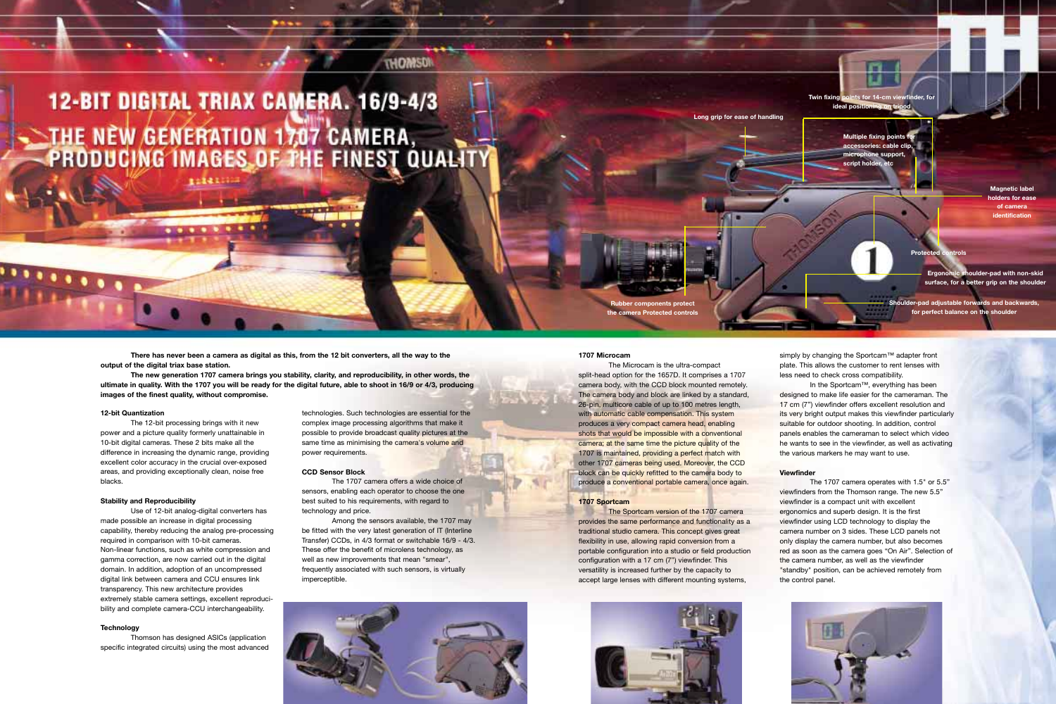# 12-BIT DIGITAL TRIAX CAMERA. 16/9-4/3

## THE NEW GENERATION 1707 CAMERA, PRODUCING IMAGES OF THE FINEST QUALITY

Long grip for ease of handling

Twin fixing points for 14-cm viewfinder, for ideal positioning on tripod

Multiple fixing points for accessories: cable clip, microphone support, script holder, etc

Magnetic label holders for ease of camera identification

Protected controls

Ergonomic shoulder-pad with non-skid surface, for a better grip on the shoulder

Shoulder-pad adjustable forwards and backwards, for perfect balance on the shoulder

Rubber components protect the camera Protected controls

**There has never been a camera as digital as this, from the 12 bit converters, all the way to the output of the digital triax base station.**

**The new generation 1707 camera brings you stability, clarity, and reproducibility, in other words, the ultimate in quality. With the 1707 you will be ready for the digital future, able to shoot in 16/9 or 4/3, producing images of the finest quality, without compromise.**

### 12-bit Quantization

The 12-bit processing brings with it new power and a picture quality formerly unattainable in 10-bit digital cameras. These 2 bits make all the difference in increasing the dynamic range, providing excellent color accuracy in the crucial over-exposed areas, and providing exceptionally clean, noise free blacks.

### Stability and Reproducibility

Use of 12-bit analog-digital converters has made possible an increase in digital processing capability, thereby reducing the analog pre-processing required in comparison with 10-bit cameras. Non-linear functions, such as white compression and gamma correction, are now carried out in the digital domain. In addition, adoption of an uncompressed digital link between camera and CCU ensures link transparency. This new architecture provides extremely stable camera settings, excellent reproducibility and complete camera-CCU interchangeability.

### Technology

Thomson has designed ASICs (application specific integrated circuits) using the most advanced technologies. Such technologies are essential for the complex image processing algorithms that make it possible to provide broadcast quality pictures at the same time as minimising the camera's volume and power requirements.

### CCD Sensor Block

The 1707 camera offers a wide choice of sensors, enabling each operator to choose the one best suited to his requirements, with regard to technology and price.

Among the sensors available, the 1707 may be fitted with the very latest generation of IT (Interline Transfer) CCDs, in 4/3 format or switchable 16/9 - 4/3. These offer the benefit of microlens technology, as well as new improvements that mean "smear", frequently associated with such sensors, is virtually imperceptible.

### 1707 Microcam

The Microcam is the ultra-compact split-head option for the 1657D. It comprises a 1707 camera body, with the CCD block mounted remotely. The camera body and block are linked by a standard, 26-pin, multicore cable of up to 100 metres length, with automatic cable compensation. This system produces a very compact camera head, enabling shots that would be impossible with a conventional camera; at the same time the picture quality of the 1707 is maintained, providing a perfect match with other 1707 cameras being used. Moreover, the CCD block can be quickly refitted to the camera body to produce a conventional portable camera, once again.

### 1707 Sportcam

The Sportcam version of the 1707 camera provides the same performance and functionality as a traditional studio camera. This concept gives great flexibility in use, allowing rapid conversion from a portable configuration into a studio or field production configuration with a 17 cm (7") viewfinder. This versatility is increased further by the capacity to accept large lenses with different mounting systems, simply by changing the Sportcam™ adapter front plate. This allows the customer to rent lenses with less need to check cross compatibility.

In the Sportcam™, everything has been designed to make life easier for the cameraman. The 17 cm (7") viewfinder offers excellent resolution and its very bright output makes this viewfinder particularly suitable for outdoor shooting. In addition, control panels enables the cameraman to select which video he wants to see in the viewfinder, as well as activating the various markers he may want to use.

### Viewfinder

The 1707 camera operates with 1.5" or 5.5" viewfinders from the Thomson range. The new 5.5" viewfinder is a compact unit with excellent ergonomics and superb design. It is the first viewfinder using LCD technology to display the camera number on 3 sides. These LCD panels not only display the camera number, but also becomes red as soon as the camera goes "On Air". Selection of the camera number, as well as the viewfinder "standby" position, can be achieved remotely from the control panel.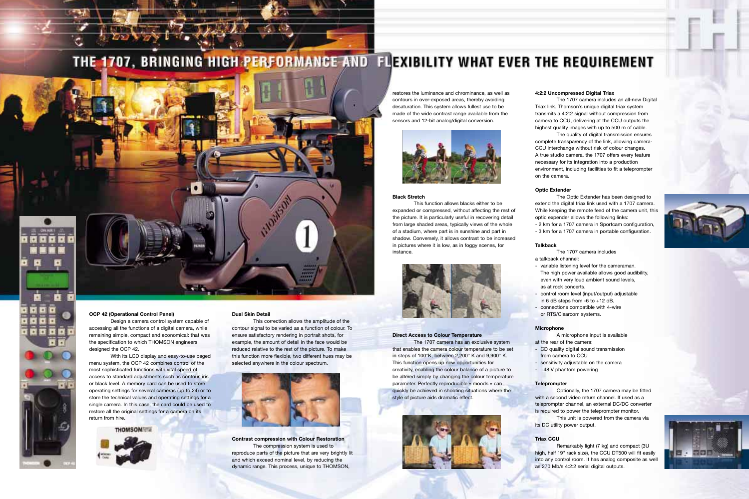# THE 1707, BRINGING HIGH PERFORMANCE AND FLEXIBILITY WHAT EVER THE REQUIREMENT

### OCP 42 (Operational Control Panel)

Design a camera control system capable of accessing all the functions of a digital camera, while remaining simple, compact and economical: that was the specification to which THOMSON engineers designed the OCP 42.

With its LCD display and easy-to-use paged menu system, the OCP 42 combines control of the most sophisticated functions with vital speed of access to standard adjustments such as contour, iris or black level. A memory card can be used to store operating settings for several cameras (up to 24) or to store the technical values and operating settings for a single camera. In this case, the card could be used to restore all the original settings for a camera on its return from hire.

### Dual Skin Detail

This correction allows the amplitude of the contour signal to be varied as a function of colour. To ensure satisfactory rendering in portrait shots, for example, the amount of detail in the face would be reduced relative to the rest of the picture. To make this function more flexible, two different hues may be selected anywhere in the colour spectrum.

### Contrast compression with Colour Restoration

The compression system is used to reproduce parts of the picture that are very brightly lit and which exceed nominal level, by reducing the dynamic range. This process, unique to THOMSON, restores the luminance and chrominance, as well as contours in over-exposed areas, thereby avoiding desaturation. This system allows fullest use to be made of the wide contrast range available from the sensors and 12-bit analog/digital conversion.

### Black Stretch

This function allows blacks either to be expanded or compressed, without affecting the rest of the picture. It is particularly useful in recovering detail from large shaded areas, typically views of the whole of a stadium, where part is in sunshine and part in shadow. Conversely, it allows contrast to be increased in pictures where it is low, as in foggy scenes, for instance.

### Direct Access to Colour Temperature

The 1707 camera has an exclusive system that enables the camera colour temperature to be set in steps of 100°K, between 2,200° K and 9,900° K. This function opens up new opportunities for creativity, enabling the colour balance of a picture to be altered simply by changing the colour temperature parameter. Perfectly reproducible « moods » can quickly be achieved in shooting situations where the style of picture aids dramatic effect.

### 4:2:2 Uncompressed Digital Triax

The 1707 camera includes an all-new Digital Triax link. Thomson's unique digital triax system transmits a 4:2:2 signal without compression from camera to CCU, delivering at the CCU outputs the highest quality images with up to 500 m of cable.

The quality of digital transmission ensures complete transparency of the link, allowing camera-CCU interchange without risk of colour changes. A true studio camera, the 1707 offers every feature necessary for its integration into a production environment, including facilities to fit a teleprompter on the camera.

### Optic Extender

The Optic Extender has been designed to extend the digital triax link used with a 1707 camera. While keeping the remote feed of the camera unit, this optic expender allows the following links:

- 2 km for a 1707 camera in Sportcam configuration,
- 3 km for a 1707 camera in portable configuration.

### Talkback

The 1707 camera includes a talkback channel:

- variable listening level for the cameraman. The high power available allows good audibility, even with very loud ambient sound levels, as at rock concerts.
- control room level (input/output) adjustable in 6 dB steps from -6 to +12 dB.
- connections compatible with 4-wire or RTS/Clearcom systems.

### Microphone

A microphone input is available at the rear of the camera:

- CD quality digital sound transmission from camera to CCU
- sensitivity adjustable on the camera
- +48 V phantom powering

### Teleprompter

Optionally, the 1707 camera may be fitted with a second video return channel. If used as a teleprompter channel, an external DC/DC converter is required to power the teleprompter monitor.

This unit is powered from the camera via its DC utility power output.

### Triax CCU

Remarkably light (7 kg) and compact (3U high, half 19" rack size), the CCU DT500 will fit easily into any control room. It has analog composite as well as 270 Mb/s 4:2:2 serial digital outputs.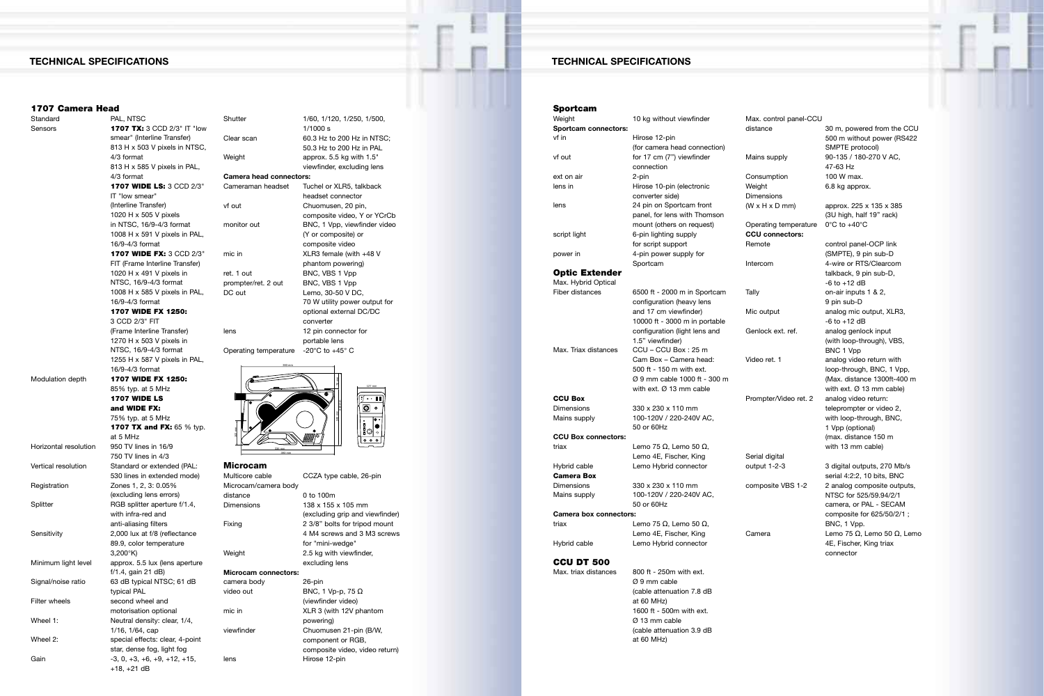# TECHNICAL SPECIFICATIONS

## 1707 Camera Head

| | |
|---|---|
| Standard | PAL, NTSC |
| Sensors | **1707 TX:** 3 CCD 2/3" IT "low smear" (Interline Transfer) 813 H x 503 V pixels in NTSC, 4/3 format 813 H x 585 V pixels in PAL, 4/3 format **1707 WIDE LS:** 3 CCD 2/3" IT "low smear" (Interline Transfer) 1020 H x 505 V pixels in NTSC, 16/9-4/3 format 1008 H x 591 V pixels in PAL, 16/9-4/3 format **1707 WIDE FX:** 3 CCD 2/3" FIT (Frame Interline Transfer) 1020 H x 491 V pixels in NTSC, 16/9-4/3 format 1008 H x 585 V pixels in PAL, 16/9-4/3 format **1707 WIDE FX 1250:** 3 CCD 2/3" FIT (Frame Interline Transfer) 1270 H x 503 V pixels in NTSC, 16/9-4/3 format 1255 H x 587 V pixels in PAL, 16/9-4/3 format |
| Modulation depth | **1707 WIDE FX 1250:** 85% typ. at 5 MHz **1707 WIDE LS and WIDE FX:** 75% typ. at 5 MHz **1707 TX and FX:** 65 % typ. at 5 MHz |
| Horizontal resolution | 950 TV lines in 16/9 750 TV lines in 4/3 |
| Vertical resolution | Standard or extended (PAL: 530 lines in extended mode) |
| Registration | Zones 1, 2, 3: 0.05% (excluding lens errors) |
| Splitter | RGB splitter aperture f/1.4, with infra-red and anti-aliasing filters |
| Sensitivity | 2,000 lux at f/8 (reflectance 89.9, color temperature 3,200°K) |
| Minimum light level | approx. 5.5 lux (lens aperture f/1.4, gain 21 dB) |
| Signal/noise ratio | 63 dB typical NTSC; 61 dB typical PAL |
| Filter wheels | second wheel and motorisation optional |
| Wheel 1: | Neutral density: clear, 1/4, 1/16, 1/64, cap |
| Wheel 2: | special effects: clear, 4-point star, dense fog, light fog |
| Gain | -3, 0, +3, +6, +9, +12, +15, +18, +21 dB |
| Shutter | 1/60, 1/120, 1/250, 1/500, 1/1000 s |
| Clear scan | 60.3 Hz to 200 Hz in NTSC; 50.3 Hz to 200 Hz in PAL |
| Weight | approx. 5.5 kg with 1.5" viewfinder, excluding lens |

**Camera head connectors:**

| | |
|---|---|
| Cameraman headset | Tuchel or XLR5, talkback headset connector |
| vf out | Chuomusen, 20 pin, composite video, Y or YCrCb |
| monitor out | BNC, 1 Vpp, viewfinder video (Y or composite) or composite video |
| mic in | XLR3 female (with +48 V phantom powering) |
| ret. 1 out | BNC, VBS 1 Vpp |
| prompter/ret. 2 out | BNC, VBS 1 Vpp |
| DC out | Lemo, 30-50 V DC, 70 W utility power output for optional external DC/DC converter |
| lens | 12 pin connector for portable lens |
| Operating temperature | -20°C to +45° C |

## Microcam

| | |
|---|---|
| Multicore cable | CCZA type cable, 26-pin |
| Microcam/camera body distance | 0 to 100m |
| Dimensions | 138 x 155 x 105 mm (excluding grip and viewfinder) |
| Fixing | 2 3/8" bolts for tripod mount 4 M4 screws and 3 M3 screws for "mini-wedge" |
| Weight | 2.5 kg with viewfinder, excluding lens |

**Microcam connectors:**

| | |
|---|---|
| camera body | 26-pin |
| video out | BNC, 1 Vp-p, 75 Ω (viewfinder video) |
| mic in | XLR 3 (with 12V phantom powering) |
| viewfinder | Chuomusen 21-pin (B/W, component or RGB, composite video, video return) |
| lens | Hirose 12-pin |

## Sportcam

| | |
|---|---|
| Weight | 10 kg without viewfinder |

**Sportcam connectors:**

| | |
|---|---|
| vf in | Hirose 12-pin (for camera head connection) |
| vf out | for 17 cm (7") viewfinder connection |
| ext on air | 2-pin |
| lens in | Hirose 10-pin (electronic converter side) |
| lens | 24 pin on Sportcam front panel, for lens with Thomson mount (others on request) |
| script light | 6-pin lighting supply for script support |
| power in | 4-pin power supply for Sportcam |

## Optic Extender

| | |
|---|---|
| Max. Hybrid Optical Fiber distances | 6500 ft - 2000 m in Sportcam configuration (heavy lens and 17 cm viewfinder) 10000 ft - 3000 m in portable configuration (light lens and 1.5" viewfinder) |
| Max. Triax distances | CCU – CCU Box : 25 m Cam Box – Camera head: 500 ft - 150 m with ext. Ø 9 mm cable 1000 ft - 300 m with ext. Ø 13 mm cable |

**CCU Box**

| | |
|---|---|
| Dimensions | 330 x 230 x 110 mm |
| Mains supply | 100-120V / 220-240V AC, 50 or 60Hz |

**CCU Box connectors:**

| | |
|---|---|
| triax | Lemo 75 Ω, Lemo 50 Ω, Lemo 4E, Fischer, King |
| Hybrid cable | Lemo Hybrid connector |

**Camera Box**

| | |
|---|---|
| Dimensions | 330 x 230 x 110 mm |
| Mains supply | 100-120V / 220-240V AC, 50 or 60Hz |

**Camera box connectors:**

| | |
|---|---|
| triax | Lemo 75 Ω, Lemo 50 Ω, Lemo 4E, Fischer, King |
| Hybrid cable | Lemo Hybrid connector |

## CCU DT 500

| | |
|---|---|
| Max. triax distances | 800 ft - 250m with ext. Ø 9 mm cable (cable attenuation 7.8 dB at 60 MHz) 1600 ft - 500m with ext. Ø 13 mm cable (cable attenuation 3.9 dB at 60 MHz) |
| Max. control panel-CCU distance | 30 m, powered from the CCU 500 m without power (RS422 SMPTE protocol) |
| Mains supply | 90-135 / 180-270 V AC, 47-63 Hz |
| Consumption | 100 W max. |
| Weight | 6.8 kg approx. |
| Dimensions (W x H x D mm) | approx. 225 x 135 x 385 (3U high, half 19" rack) |
| Operating temperature | 0°C to +40°C |

**CCU connectors:**

| | |
|---|---|
| Remote | control panel-OCP link (SMPTE), 9 pin sub-D |
| Intercom | 4-wire or RTS/Clearcom talkback, 9 pin sub-D, -6 to +12 dB |
| Tally | on-air inputs 1 & 2, 9 pin sub-D |
| Mic output | analog mic output, XLR3, -6 to +12 dB |
| Genlock ext. ref. | analog genlock input (with loop-through), VBS, BNC 1 Vpp |
| Video ret. 1 | analog video return with loop-through, BNC, 1 Vpp, (Max. distance 1300ft-400 m with ext. Ø 13 mm cable) |
| Prompter/Video ret. 2 | analog video return: teleprompter or video 2, with loop-through, BNC, 1 Vpp (optional) (max. distance 150 m with 13 mm cable) |
| Serial digital output 1-2-3 | 3 digital outputs, 270 Mb/s serial 4:2:2, 10 bits, BNC |
| composite VBS 1-2 | 2 analog composite outputs, NTSC for 525/59.94/2/1 camera, or PAL - SECAM composite for 625/50/2/1 ; BNC, 1 Vpp. |
| Camera | Lemo 75 Ω, Lemo 50 Ω, Lemo 4E, Fischer, King triax connector |